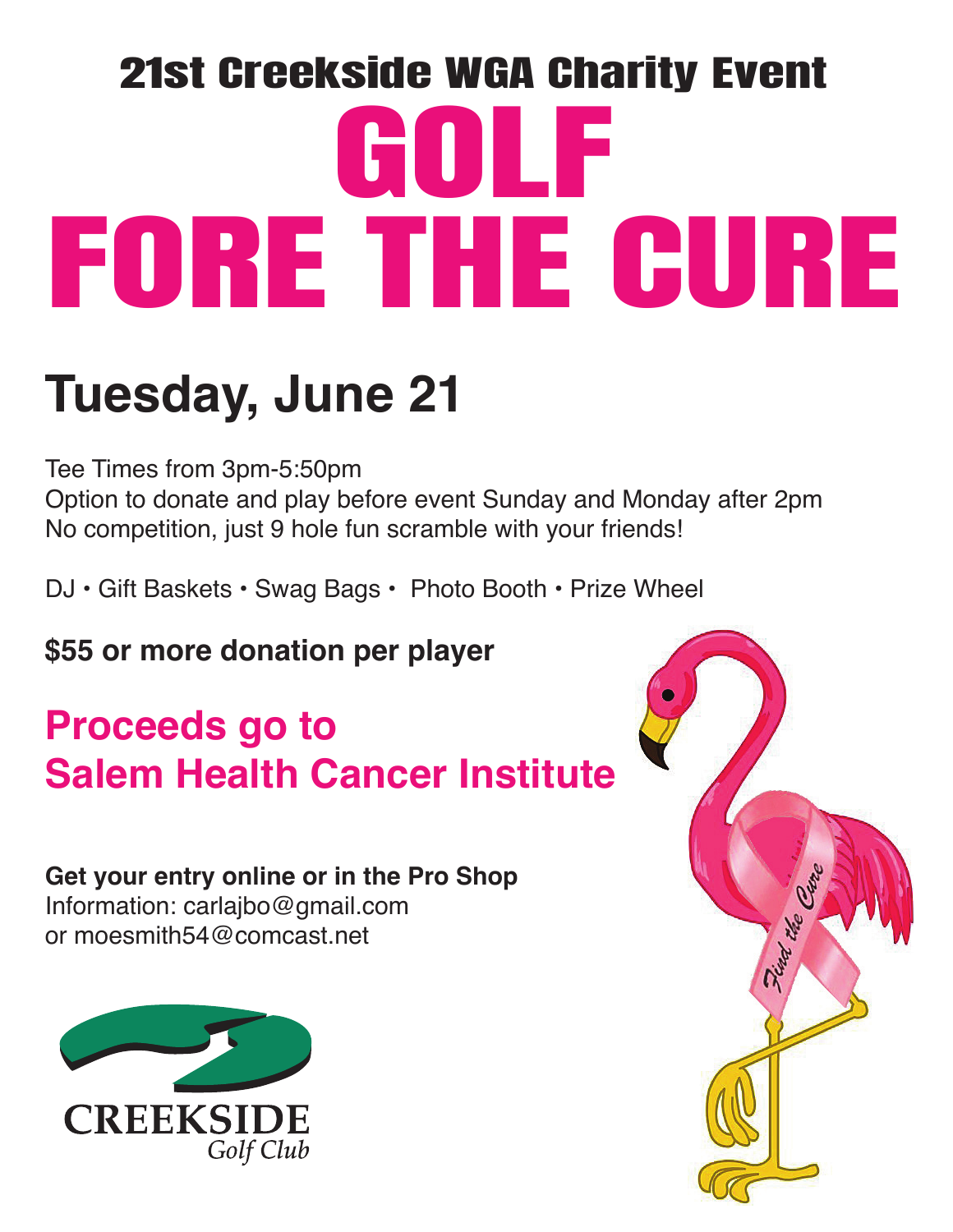## 21st Creekside WGA Charity Event

# GOLF FORE THE CURE

## Tuesday, June 21

Tee Times from 3pm-5:50pm
Option to donate and play before event Sunday and Monday after 2pm
No competition, just 9 hole fun scramble with your friends!

DJ • Gift Baskets • Swag Bags • Photo Booth • Prize Wheel

**$55 or more donation per player**

## Proceeds go to Salem Health Cancer Institute

**Get your entry online or in the Pro Shop**
Information: carlajbo@gmail.com
or moesmith54@comcast.net

CREEKSIDE
*Golf Club*

*Find the Cure*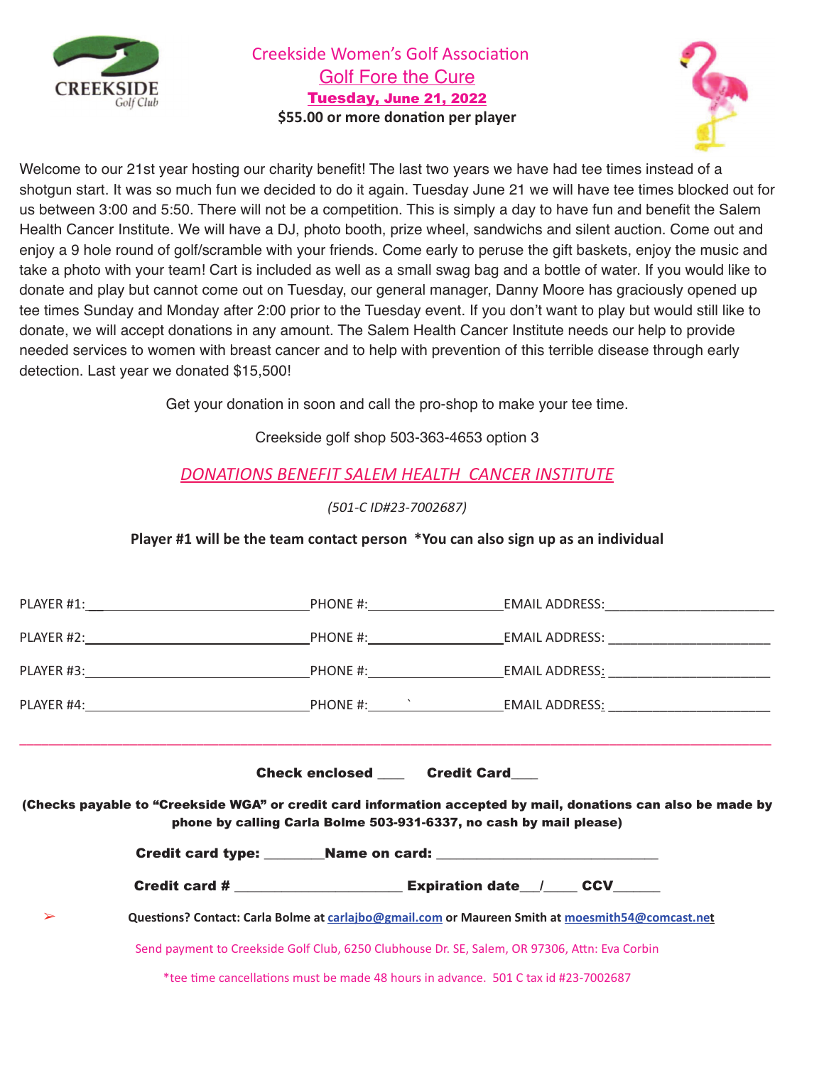# Creekside Women's Golf Association

## Golf Fore the Cure

**Tuesday, June 21, 2022**

**$55.00 or more donation per player**

Welcome to our 21st year hosting our charity benefit! The last two years we have had tee times instead of a shotgun start. It was so much fun we decided to do it again. Tuesday June 21 we will have tee times blocked out for us between 3:00 and 5:50. There will not be a competition. This is simply a day to have fun and benefit the Salem Health Cancer Institute. We will have a DJ, photo booth, prize wheel, sandwichs and silent auction. Come out and enjoy a 9 hole round of golf/scramble with your friends. Come early to peruse the gift baskets, enjoy the music and take a photo with your team! Cart is included as well as a small swag bag and a bottle of water. If you would like to donate and play but cannot come out on Tuesday, our general manager, Danny Moore has graciously opened up tee times Sunday and Monday after 2:00 prior to the Tuesday event. If you don't want to play but would still like to donate, we will accept donations in any amount. The Salem Health Cancer Institute needs our help to provide needed services to women with breast cancer and to help with prevention of this terrible disease through early detection. Last year we donated $15,500!

Get your donation in soon and call the pro-shop to make your tee time.

Creekside golf shop 503-363-4653 option 3

*DONATIONS BENEFIT SALEM HEALTH CANCER INSTITUTE*

*(501-C ID#23-7002687)*

**Player #1 will be the team contact person \*You can also sign up as an individual**

PLAYER #1:______________________________ PHONE #:__________________ EMAIL ADDRESS:_______________________

PLAYER #2:______________________________ PHONE #:__________________ EMAIL ADDRESS: ______________________

PLAYER #3:______________________________ PHONE #:__________________ EMAIL ADDRESS: ______________________

PLAYER #4:______________________________ PHONE #:__________________ EMAIL ADDRESS: ______________________

---

**Check enclosed ___ Credit Card___**

**(Checks payable to "Creekside WGA" or credit card information accepted by mail, donations can also be made by phone by calling Carla Bolme 503-931-6337, no cash by mail please)**

**Credit card type: ________Name on card: ______________________________**

**Credit card # ______________________ Expiration date___/____ CCV______**

➢ **Questions? Contact: Carla Bolme at carlajbo@gmail.com or Maureen Smith at moesmith54@comcast.net**

Send payment to Creekside Golf Club, 6250 Clubhouse Dr. SE, Salem, OR 97306, Attn: Eva Corbin

\*tee time cancellations must be made 48 hours in advance. 501 C tax id #23-7002687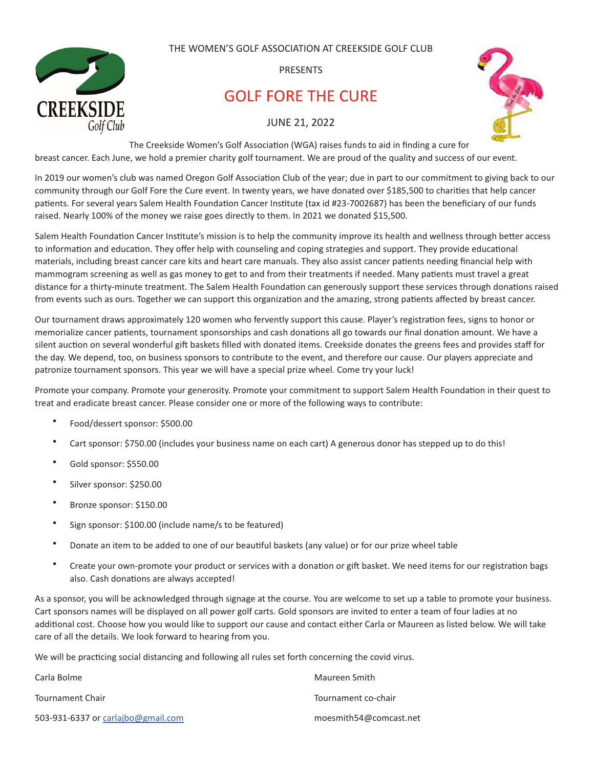THE WOMEN'S GOLF ASSOCIATION AT CREEKSIDE GOLF CLUB

PRESENTS

# GOLF FORE THE CURE

JUNE 21, 2022

The Creekside Women's Golf Association (WGA) raises funds to aid in finding a cure for breast cancer. Each June, we hold a premier charity golf tournament. We are proud of the quality and success of our event.

In 2019 our women's club was named Oregon Golf Association Club of the year; due in part to our commitment to giving back to our community through our Golf Fore the Cure event. In twenty years, we have donated over $185,500 to charities that help cancer patients. For several years Salem Health Foundation Cancer Institute (tax id #23-7002687) has been the beneficiary of our funds raised. Nearly 100% of the money we raise goes directly to them. In 2021 we donated $15,500.

Salem Health Foundation Cancer Institute's mission is to help the community improve its health and wellness through better access to information and education. They offer help with counseling and coping strategies and support. They provide educational materials, including breast cancer care kits and heart care manuals. They also assist cancer patients needing financial help with mammogram screening as well as gas money to get to and from their treatments if needed. Many patients must travel a great distance for a thirty-minute treatment. The Salem Health Foundation can generously support these services through donations raised from events such as ours. Together we can support this organization and the amazing, strong patients affected by breast cancer.

Our tournament draws approximately 120 women who fervently support this cause. Player's registration fees, signs to honor or memorialize cancer patients, tournament sponsorships and cash donations all go towards our final donation amount. We have a silent auction on several wonderful gift baskets filled with donated items. Creekside donates the greens fees and provides staff for the day. We depend, too, on business sponsors to contribute to the event, and therefore our cause. Our players appreciate and patronize tournament sponsors. This year we will have a special prize wheel. Come try your luck!

Promote your company. Promote your generosity. Promote your commitment to support Salem Health Foundation in their quest to treat and eradicate breast cancer. Please consider one or more of the following ways to contribute:

- Food/dessert sponsor: $500.00
- Cart sponsor: $750.00 (includes your business name on each cart) A generous donor has stepped up to do this!
- Gold sponsor: $550.00
- Silver sponsor: $250.00
- Bronze sponsor: $150.00
- Sign sponsor: $100.00 (include name/s to be featured)
- Donate an item to be added to one of our beautiful baskets (any value) or for our prize wheel table
- Create your own-promote your product or services with a donation or gift basket. We need items for our registration bags also. Cash donations are always accepted!

As a sponsor, you will be acknowledged through signage at the course. You are welcome to set up a table to promote your business. Cart sponsors names will be displayed on all power golf carts. Gold sponsors are invited to enter a team of four ladies at no additional cost. Choose how you would like to support our cause and contact either Carla or Maureen as listed below. We will take care of all the details. We look forward to hearing from you.

We will be practicing social distancing and following all rules set forth concerning the covid virus.

Carla Bolme
Tournament Chair
503-931-6337 or carlajbo@gmail.com

Maureen Smith
Tournament co-chair
moesmith54@comcast.net